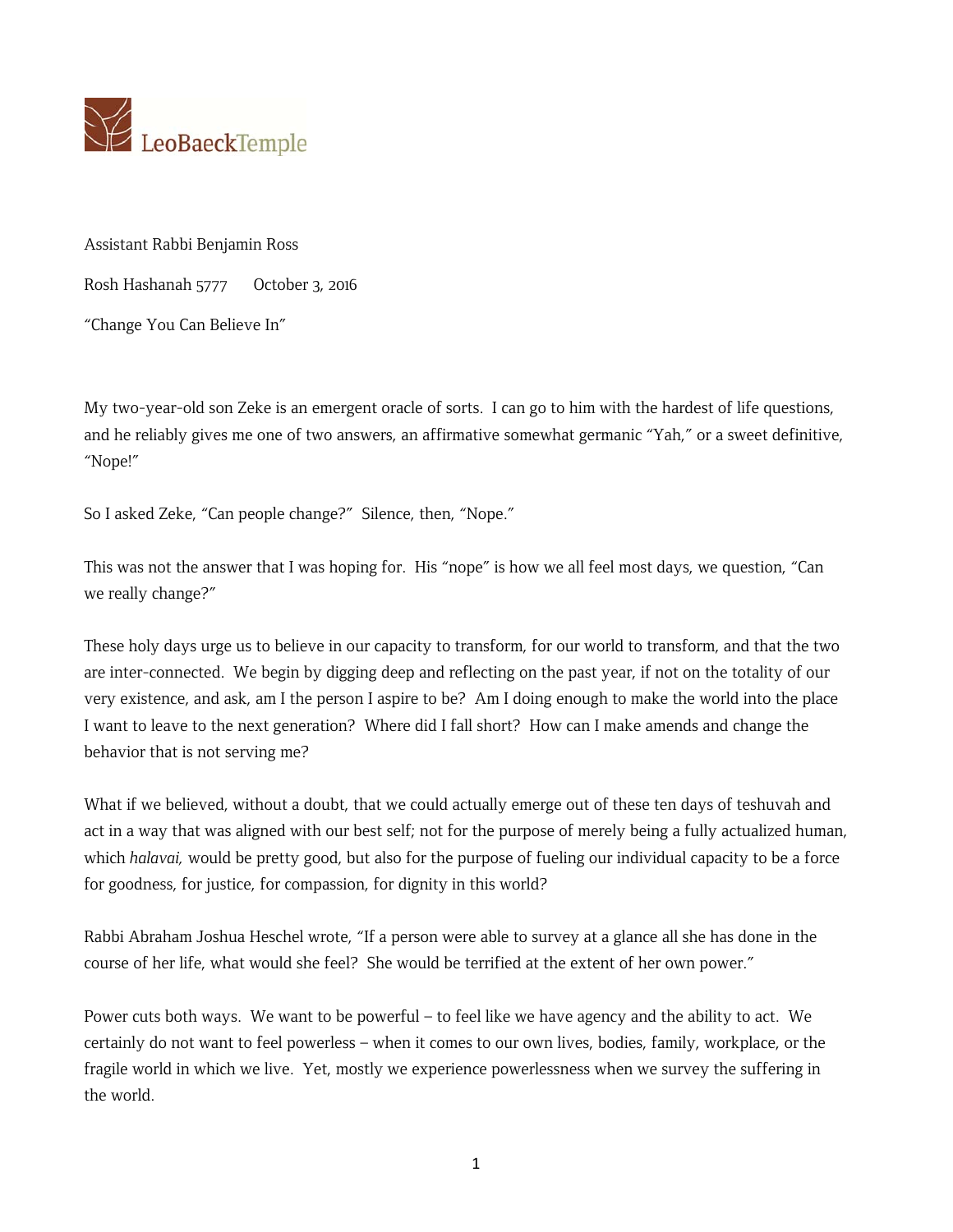LeoBaeckTemple

Assistant Rabbi Benjamin Ross

Rosh Hashanah 5777 October 3, 2016

"Change You Can Believe In"

My two-year-old son Zeke is an emergent oracle of sorts. I can go to him with the hardest of life questions, and he reliably gives me one of two answers, an affirmative somewhat germanic "Yah," or a sweet definitive, "Nope!"

So I asked Zeke, "Can people change?" Silence, then, "Nope."

This was not the answer that I was hoping for. His "nope" is how we all feel most days, we question, "Can we really change?"

These holy days urge us to believe in our capacity to transform, for our world to transform, and that the two are inter-connected. We begin by digging deep and reflecting on the past year, if not on the totality of our very existence, and ask, am I the person I aspire to be? Am I doing enough to make the world into the place I want to leave to the next generation? Where did I fall short? How can I make amends and change the behavior that is not serving me?

What if we believed, without a doubt, that we could actually emerge out of these ten days of teshuvah and act in a way that was aligned with our best self; not for the purpose of merely being a fully actualized human, which *halavai,* would be pretty good, but also for the purpose of fueling our individual capacity to be a force for goodness, for justice, for compassion, for dignity in this world?

Rabbi Abraham Joshua Heschel wrote, "If a person were able to survey at a glance all she has done in the course of her life, what would she feel? She would be terrified at the extent of her own power."

Power cuts both ways. We want to be powerful – to feel like we have agency and the ability to act. We certainly do not want to feel powerless – when it comes to our own lives, bodies, family, workplace, or the fragile world in which we live. Yet, mostly we experience powerlessness when we survey the suffering in the world.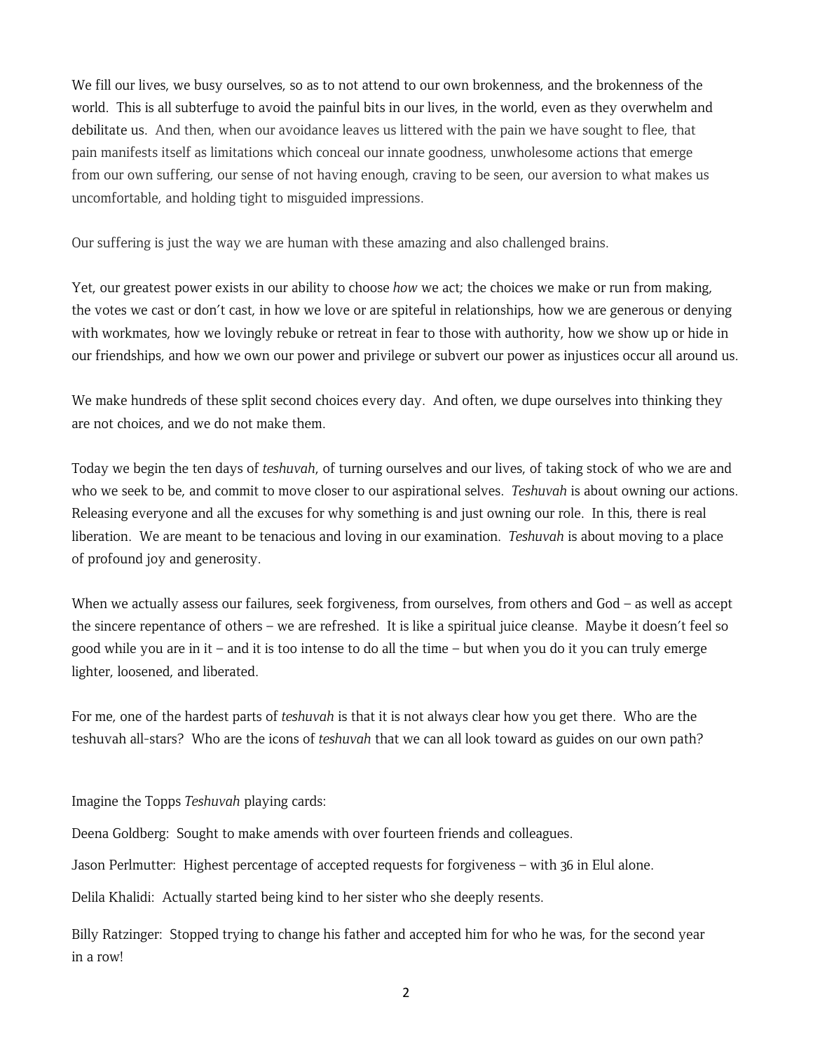We fill our lives, we busy ourselves, so as to not attend to our own brokenness, and the brokenness of the world. This is all subterfuge to avoid the painful bits in our lives, in the world, even as they overwhelm and debilitate us. And then, when our avoidance leaves us littered with the pain we have sought to flee, that pain manifests itself as limitations which conceal our innate goodness, unwholesome actions that emerge from our own suffering, our sense of not having enough, craving to be seen, our aversion to what makes us uncomfortable, and holding tight to misguided impressions.

Our suffering is just the way we are human with these amazing and also challenged brains.

Yet, our greatest power exists in our ability to choose *how* we act; the choices we make or run from making, the votes we cast or don't cast, in how we love or are spiteful in relationships, how we are generous or denying with workmates, how we lovingly rebuke or retreat in fear to those with authority, how we show up or hide in our friendships, and how we own our power and privilege or subvert our power as injustices occur all around us.

We make hundreds of these split second choices every day. And often, we dupe ourselves into thinking they are not choices, and we do not make them.

Today we begin the ten days of *teshuvah*, of turning ourselves and our lives, of taking stock of who we are and who we seek to be, and commit to move closer to our aspirational selves. *Teshuvah* is about owning our actions. Releasing everyone and all the excuses for why something is and just owning our role. In this, there is real liberation. We are meant to be tenacious and loving in our examination. *Teshuvah* is about moving to a place of profound joy and generosity.

When we actually assess our failures, seek forgiveness, from ourselves, from others and God – as well as accept the sincere repentance of others – we are refreshed. It is like a spiritual juice cleanse. Maybe it doesn't feel so good while you are in it – and it is too intense to do all the time – but when you do it you can truly emerge lighter, loosened, and liberated.

For me, one of the hardest parts of *teshuvah* is that it is not always clear how you get there. Who are the teshuvah all-stars? Who are the icons of *teshuvah* that we can all look toward as guides on our own path?

Imagine the Topps *Teshuvah* playing cards:

Deena Goldberg: Sought to make amends with over fourteen friends and colleagues.

Jason Perlmutter: Highest percentage of accepted requests for forgiveness – with 36 in Elul alone.

Delila Khalidi: Actually started being kind to her sister who she deeply resents.

Billy Ratzinger: Stopped trying to change his father and accepted him for who he was, for the second year in a row!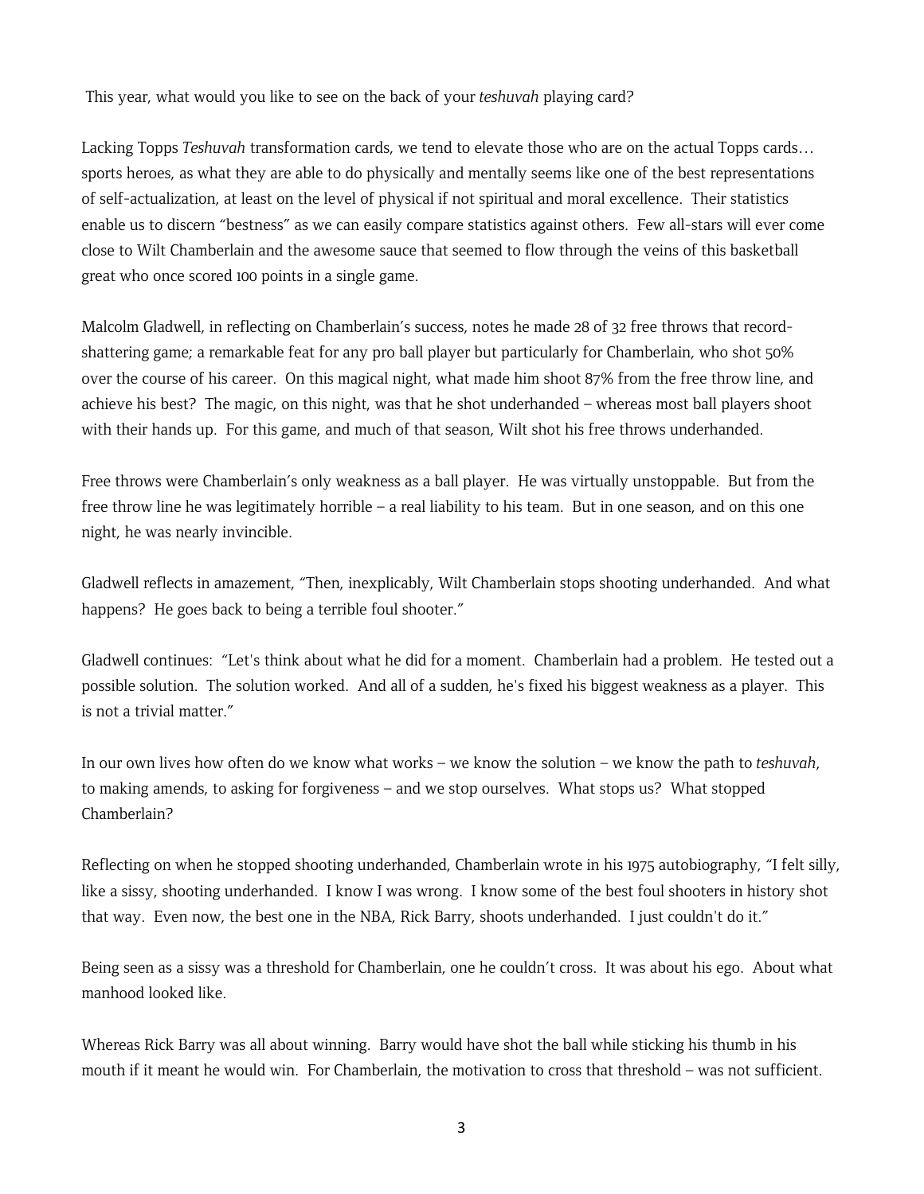This year, what would you like to see on the back of your *teshuvah* playing card?

Lacking Topps *Teshuvah* transformation cards, we tend to elevate those who are on the actual Topps cards… sports heroes, as what they are able to do physically and mentally seems like one of the best representations of self-actualization, at least on the level of physical if not spiritual and moral excellence. Their statistics enable us to discern "bestness" as we can easily compare statistics against others. Few all-stars will ever come close to Wilt Chamberlain and the awesome sauce that seemed to flow through the veins of this basketball great who once scored 100 points in a single game.

Malcolm Gladwell, in reflecting on Chamberlain's success, notes he made 28 of 32 free throws that record-shattering game; a remarkable feat for any pro ball player but particularly for Chamberlain, who shot 50% over the course of his career. On this magical night, what made him shoot 87% from the free throw line, and achieve his best? The magic, on this night, was that he shot underhanded – whereas most ball players shoot with their hands up. For this game, and much of that season, Wilt shot his free throws underhanded.

Free throws were Chamberlain's only weakness as a ball player. He was virtually unstoppable. But from the free throw line he was legitimately horrible – a real liability to his team. But in one season, and on this one night, he was nearly invincible.

Gladwell reflects in amazement, "Then, inexplicably, Wilt Chamberlain stops shooting underhanded. And what happens? He goes back to being a terrible foul shooter."

Gladwell continues: "Let's think about what he did for a moment. Chamberlain had a problem. He tested out a possible solution. The solution worked. And all of a sudden, he's fixed his biggest weakness as a player. This is not a trivial matter."

In our own lives how often do we know what works – we know the solution – we know the path to *teshuvah*, to making amends, to asking for forgiveness – and we stop ourselves. What stops us? What stopped Chamberlain?

Reflecting on when he stopped shooting underhanded, Chamberlain wrote in his 1975 autobiography, "I felt silly, like a sissy, shooting underhanded. I know I was wrong. I know some of the best foul shooters in history shot that way. Even now, the best one in the NBA, Rick Barry, shoots underhanded. I just couldn't do it."

Being seen as a sissy was a threshold for Chamberlain, one he couldn't cross. It was about his ego. About what manhood looked like.

Whereas Rick Barry was all about winning. Barry would have shot the ball while sticking his thumb in his mouth if it meant he would win. For Chamberlain, the motivation to cross that threshold – was not sufficient.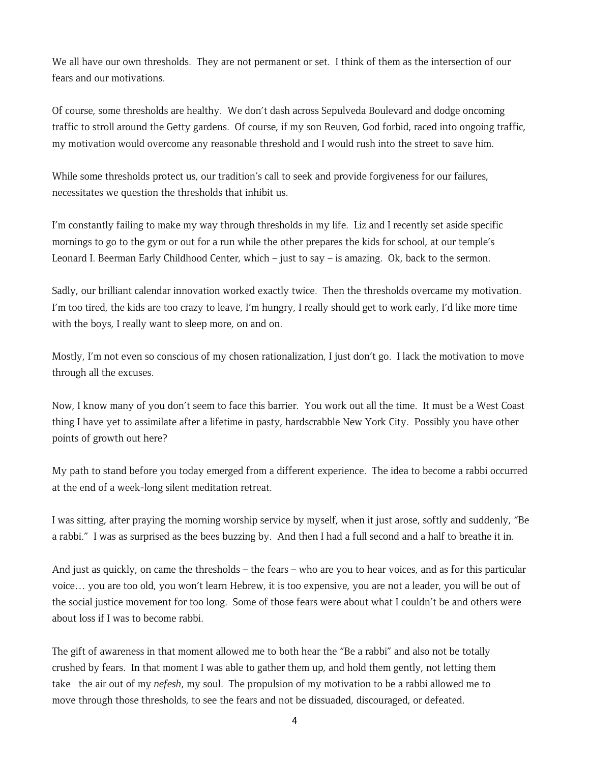We all have our own thresholds. They are not permanent or set. I think of them as the intersection of our fears and our motivations.

Of course, some thresholds are healthy. We don't dash across Sepulveda Boulevard and dodge oncoming traffic to stroll around the Getty gardens. Of course, if my son Reuven, God forbid, raced into ongoing traffic, my motivation would overcome any reasonable threshold and I would rush into the street to save him.

While some thresholds protect us, our tradition's call to seek and provide forgiveness for our failures, necessitates we question the thresholds that inhibit us.

I'm constantly failing to make my way through thresholds in my life. Liz and I recently set aside specific mornings to go to the gym or out for a run while the other prepares the kids for school, at our temple's Leonard I. Beerman Early Childhood Center, which – just to say – is amazing. Ok, back to the sermon.

Sadly, our brilliant calendar innovation worked exactly twice. Then the thresholds overcame my motivation. I'm too tired, the kids are too crazy to leave, I'm hungry, I really should get to work early, I'd like more time with the boys, I really want to sleep more, on and on.

Mostly, I'm not even so conscious of my chosen rationalization, I just don't go. I lack the motivation to move through all the excuses.

Now, I know many of you don't seem to face this barrier. You work out all the time. It must be a West Coast thing I have yet to assimilate after a lifetime in pasty, hardscrabble New York City. Possibly you have other points of growth out here?

My path to stand before you today emerged from a different experience. The idea to become a rabbi occurred at the end of a week-long silent meditation retreat.

I was sitting, after praying the morning worship service by myself, when it just arose, softly and suddenly, "Be a rabbi." I was as surprised as the bees buzzing by. And then I had a full second and a half to breathe it in.

And just as quickly, on came the thresholds – the fears – who are you to hear voices, and as for this particular voice… you are too old, you won't learn Hebrew, it is too expensive, you are not a leader, you will be out of the social justice movement for too long. Some of those fears were about what I couldn't be and others were about loss if I was to become rabbi.

The gift of awareness in that moment allowed me to both hear the "Be a rabbi" and also not be totally crushed by fears. In that moment I was able to gather them up, and hold them gently, not letting them take the air out of my *nefesh*, my soul. The propulsion of my motivation to be a rabbi allowed me to move through those thresholds, to see the fears and not be dissuaded, discouraged, or defeated.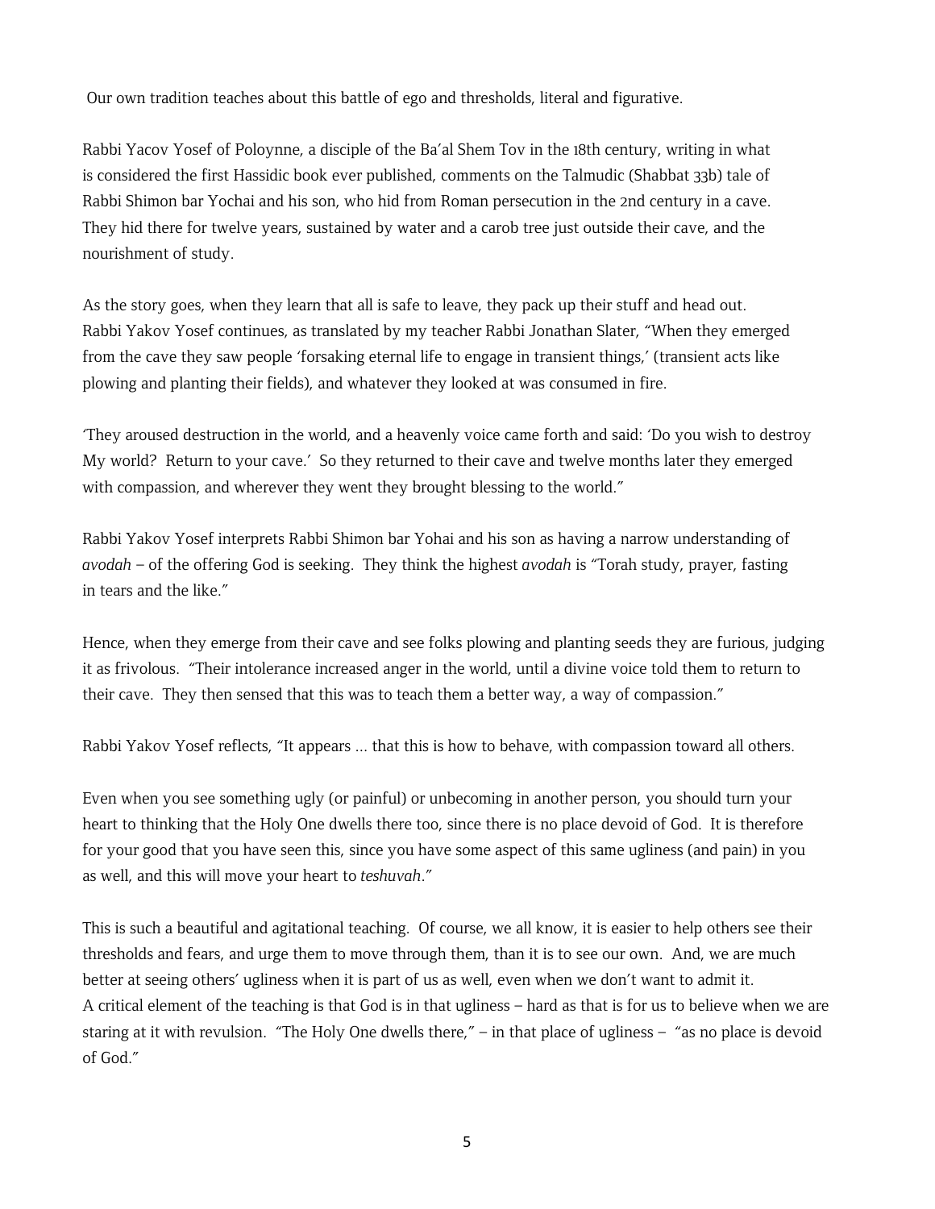Our own tradition teaches about this battle of ego and thresholds, literal and figurative.

Rabbi Yacov Yosef of Poloynne, a disciple of the Ba'al Shem Tov in the 18th century, writing in what is considered the first Hassidic book ever published, comments on the Talmudic (Shabbat 33b) tale of Rabbi Shimon bar Yochai and his son, who hid from Roman persecution in the 2nd century in a cave. They hid there for twelve years, sustained by water and a carob tree just outside their cave, and the nourishment of study.

As the story goes, when they learn that all is safe to leave, they pack up their stuff and head out. Rabbi Yakov Yosef continues, as translated by my teacher Rabbi Jonathan Slater, "When they emerged from the cave they saw people 'forsaking eternal life to engage in transient things,' (transient acts like plowing and planting their fields), and whatever they looked at was consumed in fire.

'They aroused destruction in the world, and a heavenly voice came forth and said: 'Do you wish to destroy My world? Return to your cave.' So they returned to their cave and twelve months later they emerged with compassion, and wherever they went they brought blessing to the world."

Rabbi Yakov Yosef interprets Rabbi Shimon bar Yohai and his son as having a narrow understanding of *avodah* – of the offering God is seeking. They think the highest *avodah* is "Torah study, prayer, fasting in tears and the like."

Hence, when they emerge from their cave and see folks plowing and planting seeds they are furious, judging it as frivolous. "Their intolerance increased anger in the world, until a divine voice told them to return to their cave. They then sensed that this was to teach them a better way, a way of compassion."

Rabbi Yakov Yosef reflects, "It appears … that this is how to behave, with compassion toward all others.

Even when you see something ugly (or painful) or unbecoming in another person, you should turn your heart to thinking that the Holy One dwells there too, since there is no place devoid of God. It is therefore for your good that you have seen this, since you have some aspect of this same ugliness (and pain) in you as well, and this will move your heart to *teshuvah*."

This is such a beautiful and agitational teaching. Of course, we all know, it is easier to help others see their thresholds and fears, and urge them to move through them, than it is to see our own. And, we are much better at seeing others' ugliness when it is part of us as well, even when we don't want to admit it. A critical element of the teaching is that God is in that ugliness – hard as that is for us to believe when we are staring at it with revulsion. "The Holy One dwells there," – in that place of ugliness – "as no place is devoid of God."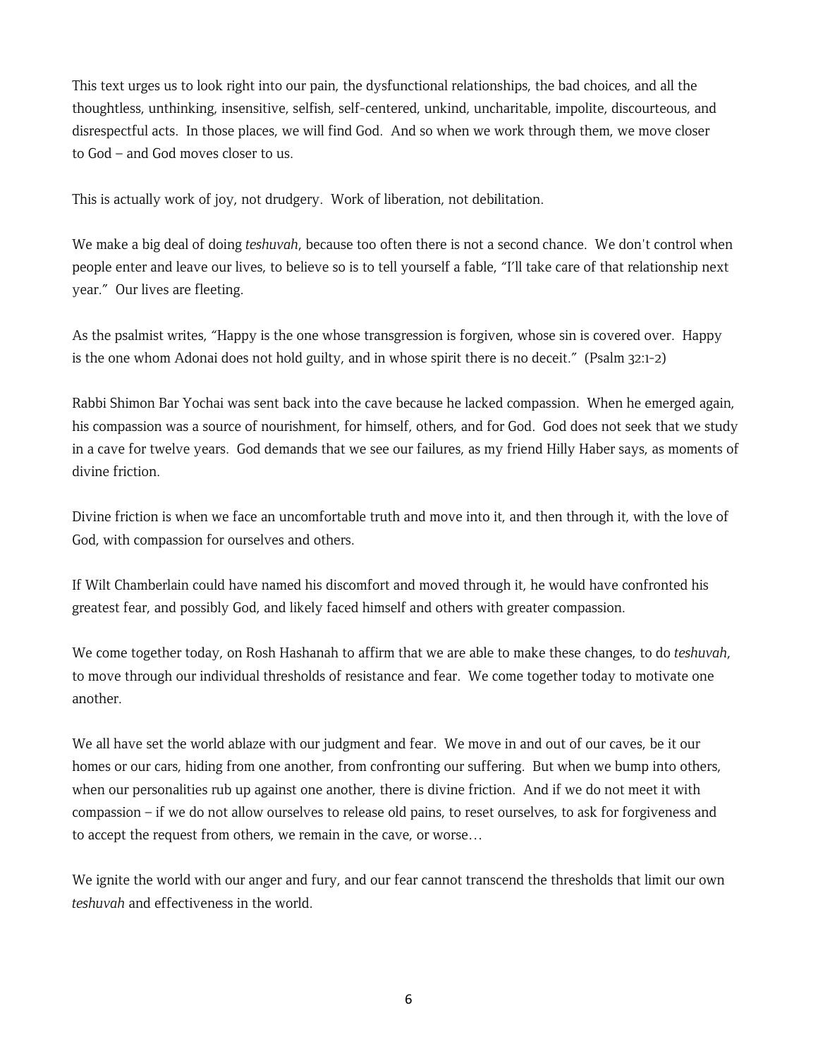This text urges us to look right into our pain, the dysfunctional relationships, the bad choices, and all the thoughtless, unthinking, insensitive, selfish, self-centered, unkind, uncharitable, impolite, discourteous, and disrespectful acts. In those places, we will find God. And so when we work through them, we move closer to God – and God moves closer to us.

This is actually work of joy, not drudgery. Work of liberation, not debilitation.

We make a big deal of doing *teshuvah*, because too often there is not a second chance. We don't control when people enter and leave our lives, to believe so is to tell yourself a fable, "I'll take care of that relationship next year." Our lives are fleeting.

As the psalmist writes, "Happy is the one whose transgression is forgiven, whose sin is covered over. Happy is the one whom Adonai does not hold guilty, and in whose spirit there is no deceit." (Psalm 32:1-2)

Rabbi Shimon Bar Yochai was sent back into the cave because he lacked compassion. When he emerged again, his compassion was a source of nourishment, for himself, others, and for God. God does not seek that we study in a cave for twelve years. God demands that we see our failures, as my friend Hilly Haber says, as moments of divine friction.

Divine friction is when we face an uncomfortable truth and move into it, and then through it, with the love of God, with compassion for ourselves and others.

If Wilt Chamberlain could have named his discomfort and moved through it, he would have confronted his greatest fear, and possibly God, and likely faced himself and others with greater compassion.

We come together today, on Rosh Hashanah to affirm that we are able to make these changes, to do *teshuvah*, to move through our individual thresholds of resistance and fear. We come together today to motivate one another.

We all have set the world ablaze with our judgment and fear. We move in and out of our caves, be it our homes or our cars, hiding from one another, from confronting our suffering. But when we bump into others, when our personalities rub up against one another, there is divine friction. And if we do not meet it with compassion – if we do not allow ourselves to release old pains, to reset ourselves, to ask for forgiveness and to accept the request from others, we remain in the cave, or worse…

We ignite the world with our anger and fury, and our fear cannot transcend the thresholds that limit our own *teshuvah* and effectiveness in the world.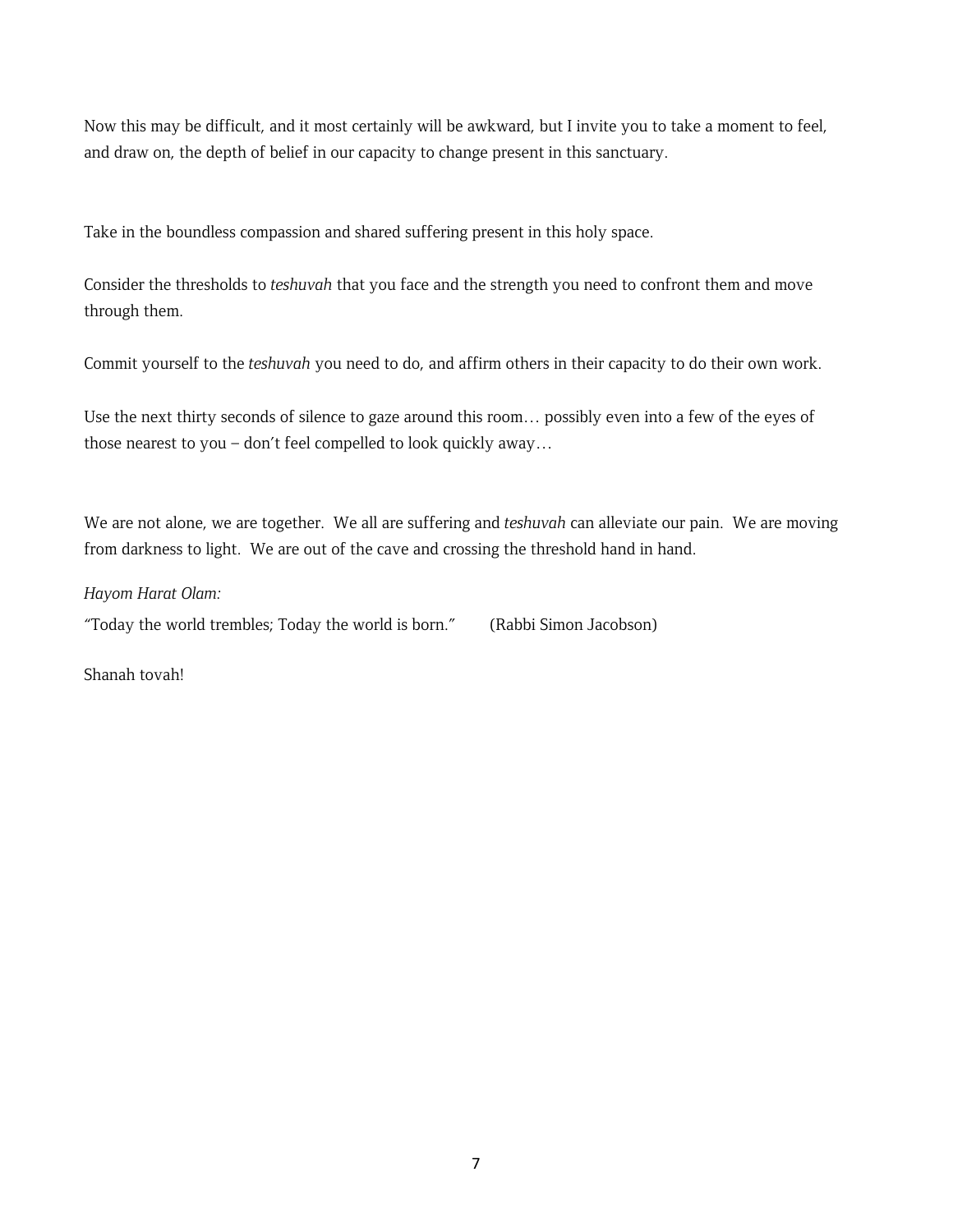Now this may be difficult, and it most certainly will be awkward, but I invite you to take a moment to feel, and draw on, the depth of belief in our capacity to change present in this sanctuary.

Take in the boundless compassion and shared suffering present in this holy space.

Consider the thresholds to *teshuvah* that you face and the strength you need to confront them and move through them.

Commit yourself to the *teshuvah* you need to do, and affirm others in their capacity to do their own work.

Use the next thirty seconds of silence to gaze around this room… possibly even into a few of the eyes of those nearest to you – don't feel compelled to look quickly away…

We are not alone, we are together. We all are suffering and *teshuvah* can alleviate our pain. We are moving from darkness to light. We are out of the cave and crossing the threshold hand in hand.

*Hayom Harat Olam:*

"Today the world trembles; Today the world is born." (Rabbi Simon Jacobson)

Shanah tovah!